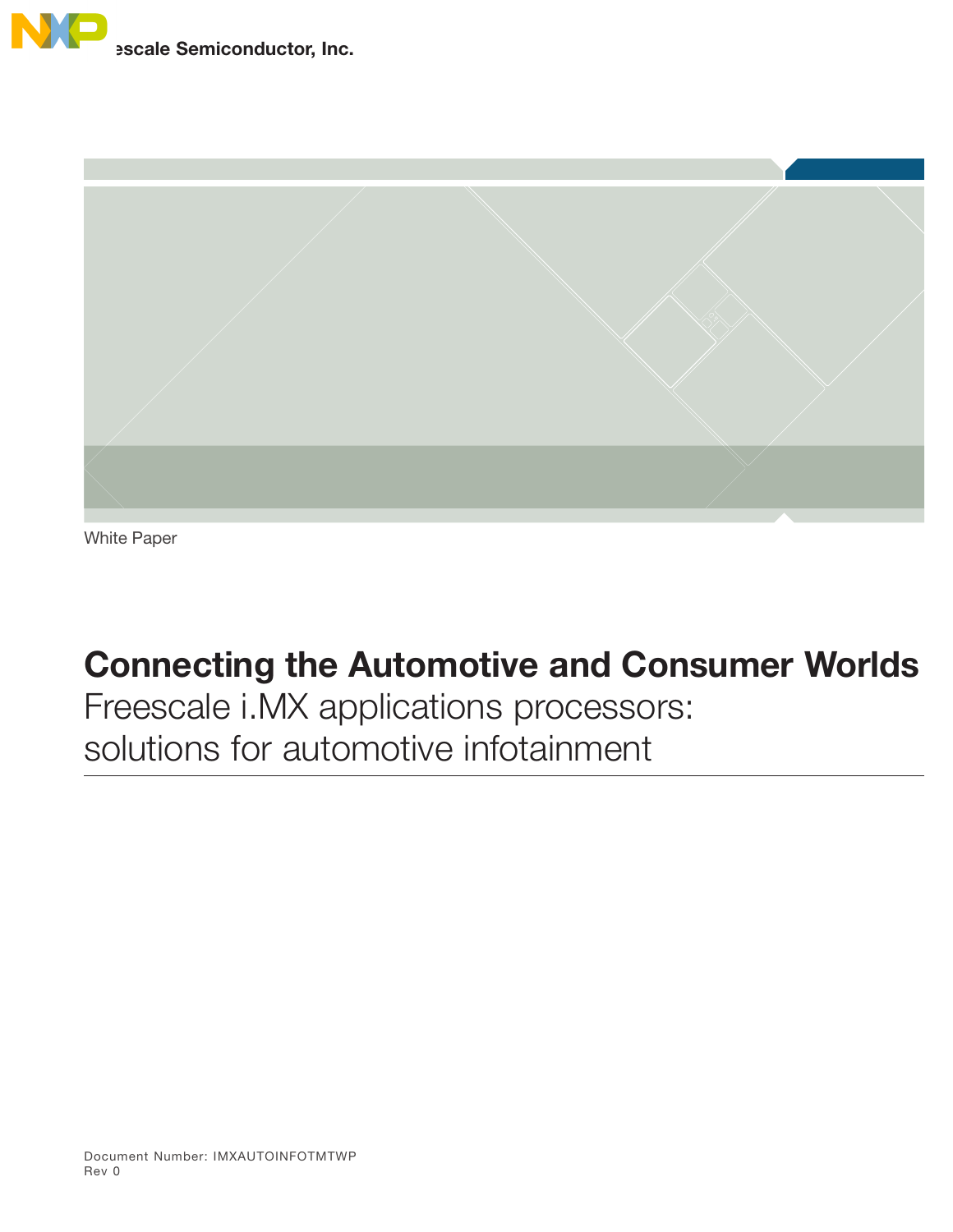Freescale Semiconductor, Inc.

White Paper

# Connecting the Automotive and Consumer Worlds

Freescale i.MX applications processors: solutions for automotive infotainment

Document Number: IMXAUTOINFOTMTWP
Rev 0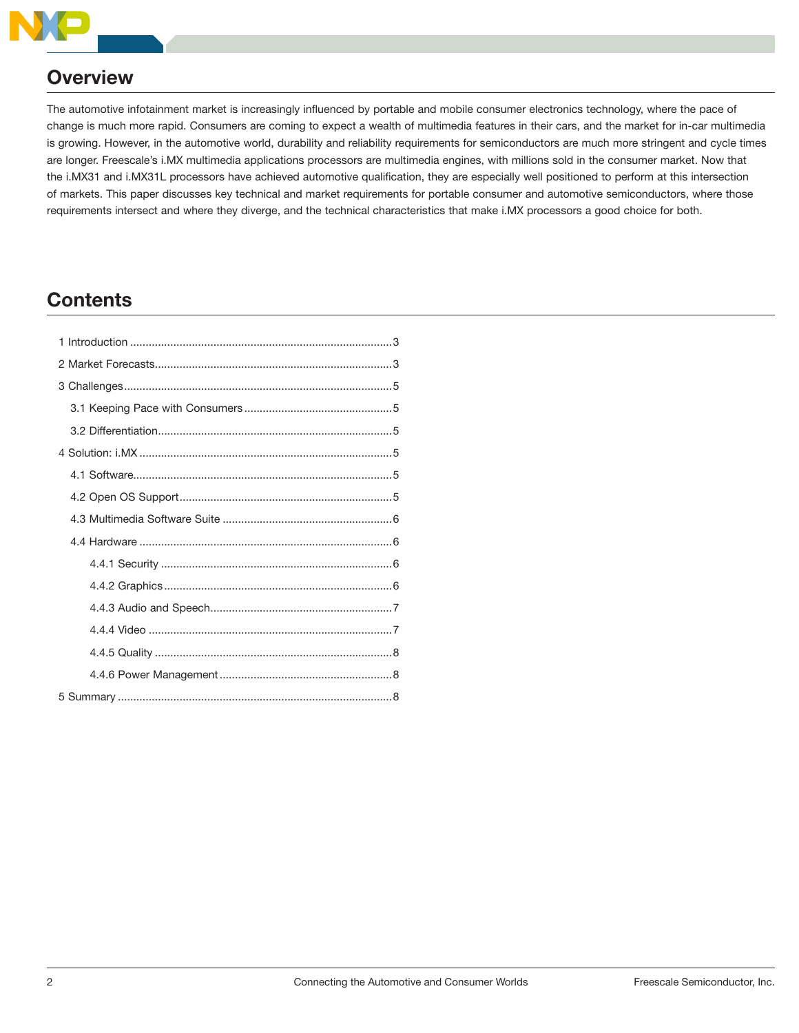## Overview

The automotive infotainment market is increasingly influenced by portable and mobile consumer electronics technology, where the pace of change is much more rapid. Consumers are coming to expect a wealth of multimedia features in their cars, and the market for in-car multimedia is growing. However, in the automotive world, durability and reliability requirements for semiconductors are much more stringent and cycle times are longer. Freescale's i.MX multimedia applications processors are multimedia engines, with millions sold in the consumer market. Now that the i.MX31 and i.MX31L processors have achieved automotive qualification, they are especially well positioned to perform at this intersection of markets. This paper discusses key technical and market requirements for portable consumer and automotive semiconductors, where those requirements intersect and where they diverge, and the technical characteristics that make i.MX processors a good choice for both.

## Contents

- 1 Introduction .................... 3
- 2 Market Forecasts .................... 3
- 3 Challenges .................... 5
  - 3.1 Keeping Pace with Consumers .................... 5
  - 3.2 Differentiation .................... 5
- 4 Solution: i.MX .................... 5
  - 4.1 Software .................... 5
  - 4.2 Open OS Support .................... 5
  - 4.3 Multimedia Software Suite .................... 6
  - 4.4 Hardware .................... 6
    - 4.4.1 Security .................... 6
    - 4.4.2 Graphics .................... 6
    - 4.4.3 Audio and Speech .................... 7
    - 4.4.4 Video .................... 7
    - 4.4.5 Quality .................... 8
    - 4.4.6 Power Management .................... 8
- 5 Summary .................... 8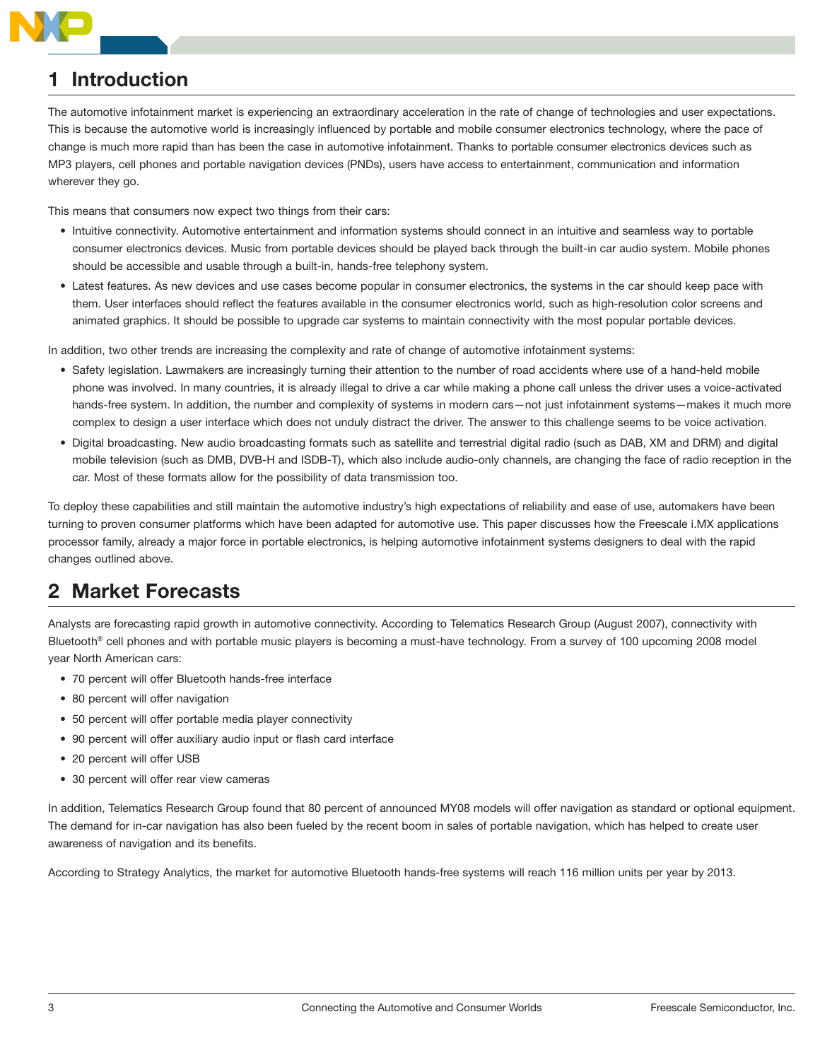# 1 Introduction

The automotive infotainment market is experiencing an extraordinary acceleration in the rate of change of technologies and user expectations. This is because the automotive world is increasingly influenced by portable and mobile consumer electronics technology, where the pace of change is much more rapid than has been the case in automotive infotainment. Thanks to portable consumer electronics devices such as MP3 players, cell phones and portable navigation devices (PNDs), users have access to entertainment, communication and information wherever they go.

This means that consumers now expect two things from their cars:

- Intuitive connectivity. Automotive entertainment and information systems should connect in an intuitive and seamless way to portable consumer electronics devices. Music from portable devices should be played back through the built-in car audio system. Mobile phones should be accessible and usable through a built-in, hands-free telephony system.
- Latest features. As new devices and use cases become popular in consumer electronics, the systems in the car should keep pace with them. User interfaces should reflect the features available in the consumer electronics world, such as high-resolution color screens and animated graphics. It should be possible to upgrade car systems to maintain connectivity with the most popular portable devices.

In addition, two other trends are increasing the complexity and rate of change of automotive infotainment systems:

- Safety legislation. Lawmakers are increasingly turning their attention to the number of road accidents where use of a hand-held mobile phone was involved. In many countries, it is already illegal to drive a car while making a phone call unless the driver uses a voice-activated hands-free system. In addition, the number and complexity of systems in modern cars—not just infotainment systems—makes it much more complex to design a user interface which does not unduly distract the driver. The answer to this challenge seems to be voice activation.
- Digital broadcasting. New audio broadcasting formats such as satellite and terrestrial digital radio (such as DAB, XM and DRM) and digital mobile television (such as DMB, DVB-H and ISDB-T), which also include audio-only channels, are changing the face of radio reception in the car. Most of these formats allow for the possibility of data transmission too.

To deploy these capabilities and still maintain the automotive industry's high expectations of reliability and ease of use, automakers have been turning to proven consumer platforms which have been adapted for automotive use. This paper discusses how the Freescale i.MX applications processor family, already a major force in portable electronics, is helping automotive infotainment systems designers to deal with the rapid changes outlined above.

# 2 Market Forecasts

Analysts are forecasting rapid growth in automotive connectivity. According to Telematics Research Group (August 2007), connectivity with Bluetooth® cell phones and with portable music players is becoming a must-have technology. From a survey of 100 upcoming 2008 model year North American cars:

- 70 percent will offer Bluetooth hands-free interface
- 80 percent will offer navigation
- 50 percent will offer portable media player connectivity
- 90 percent will offer auxiliary audio input or flash card interface
- 20 percent will offer USB
- 30 percent will offer rear view cameras

In addition, Telematics Research Group found that 80 percent of announced MY08 models will offer navigation as standard or optional equipment. The demand for in-car navigation has also been fueled by the recent boom in sales of portable navigation, which has helped to create user awareness of navigation and its benefits.

According to Strategy Analytics, the market for automotive Bluetooth hands-free systems will reach 116 million units per year by 2013.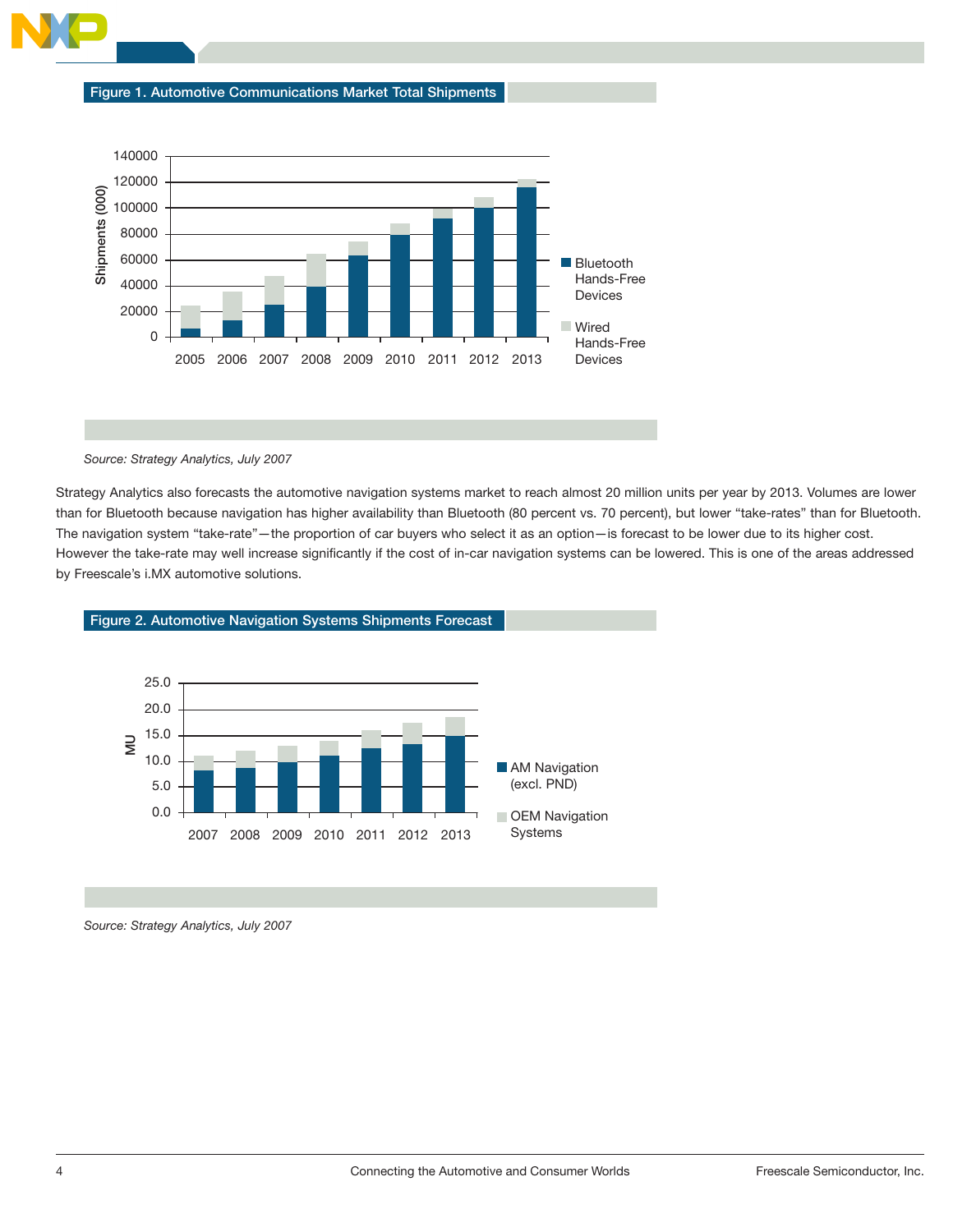**Figure 1. Automotive Communications Market Total Shipments**

*Source: Strategy Analytics, July 2007*

Strategy Analytics also forecasts the automotive navigation systems market to reach almost 20 million units per year by 2013. Volumes are lower than for Bluetooth because navigation has higher availability than Bluetooth (80 percent vs. 70 percent), but lower "take-rates" than for Bluetooth. The navigation system "take-rate"—the proportion of car buyers who select it as an option—is forecast to be lower due to its higher cost. However the take-rate may well increase significantly if the cost of in-car navigation systems can be lowered. This is one of the areas addressed by Freescale's i.MX automotive solutions.

**Figure 2. Automotive Navigation Systems Shipments Forecast**

*Source: Strategy Analytics, July 2007*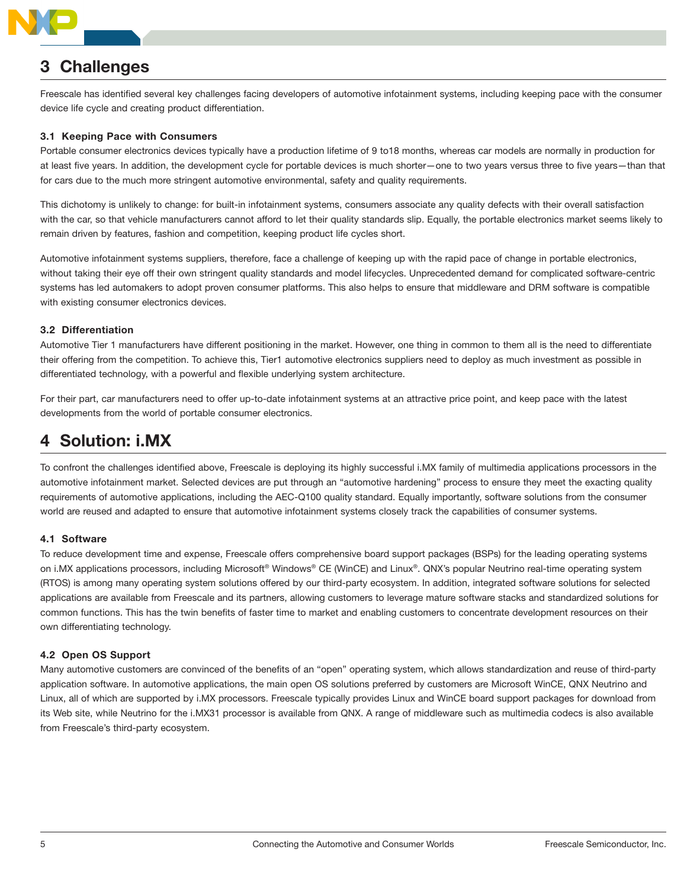## 3 Challenges

Freescale has identified several key challenges facing developers of automotive infotainment systems, including keeping pace with the consumer device life cycle and creating product differentiation.

### 3.1 Keeping Pace with Consumers

Portable consumer electronics devices typically have a production lifetime of 9 to18 months, whereas car models are normally in production for at least five years. In addition, the development cycle for portable devices is much shorter—one to two years versus three to five years—than that for cars due to the much more stringent automotive environmental, safety and quality requirements.

This dichotomy is unlikely to change: for built-in infotainment systems, consumers associate any quality defects with their overall satisfaction with the car, so that vehicle manufacturers cannot afford to let their quality standards slip. Equally, the portable electronics market seems likely to remain driven by features, fashion and competition, keeping product life cycles short.

Automotive infotainment systems suppliers, therefore, face a challenge of keeping up with the rapid pace of change in portable electronics, without taking their eye off their own stringent quality standards and model lifecycles. Unprecedented demand for complicated software-centric systems has led automakers to adopt proven consumer platforms. This also helps to ensure that middleware and DRM software is compatible with existing consumer electronics devices.

### 3.2 Differentiation

Automotive Tier 1 manufacturers have different positioning in the market. However, one thing in common to them all is the need to differentiate their offering from the competition. To achieve this, Tier1 automotive electronics suppliers need to deploy as much investment as possible in differentiated technology, with a powerful and flexible underlying system architecture.

For their part, car manufacturers need to offer up-to-date infotainment systems at an attractive price point, and keep pace with the latest developments from the world of portable consumer electronics.

## 4 Solution: i.MX

To confront the challenges identified above, Freescale is deploying its highly successful i.MX family of multimedia applications processors in the automotive infotainment market. Selected devices are put through an "automotive hardening" process to ensure they meet the exacting quality requirements of automotive applications, including the AEC-Q100 quality standard. Equally importantly, software solutions from the consumer world are reused and adapted to ensure that automotive infotainment systems closely track the capabilities of consumer systems.

### 4.1 Software

To reduce development time and expense, Freescale offers comprehensive board support packages (BSPs) for the leading operating systems on i.MX applications processors, including Microsoft® Windows® CE (WinCE) and Linux®. QNX's popular Neutrino real-time operating system (RTOS) is among many operating system solutions offered by our third-party ecosystem. In addition, integrated software solutions for selected applications are available from Freescale and its partners, allowing customers to leverage mature software stacks and standardized solutions for common functions. This has the twin benefits of faster time to market and enabling customers to concentrate development resources on their own differentiating technology.

### 4.2 Open OS Support

Many automotive customers are convinced of the benefits of an "open" operating system, which allows standardization and reuse of third-party application software. In automotive applications, the main open OS solutions preferred by customers are Microsoft WinCE, QNX Neutrino and Linux, all of which are supported by i.MX processors. Freescale typically provides Linux and WinCE board support packages for download from its Web site, while Neutrino for the i.MX31 processor is available from QNX. A range of middleware such as multimedia codecs is also available from Freescale's third-party ecosystem.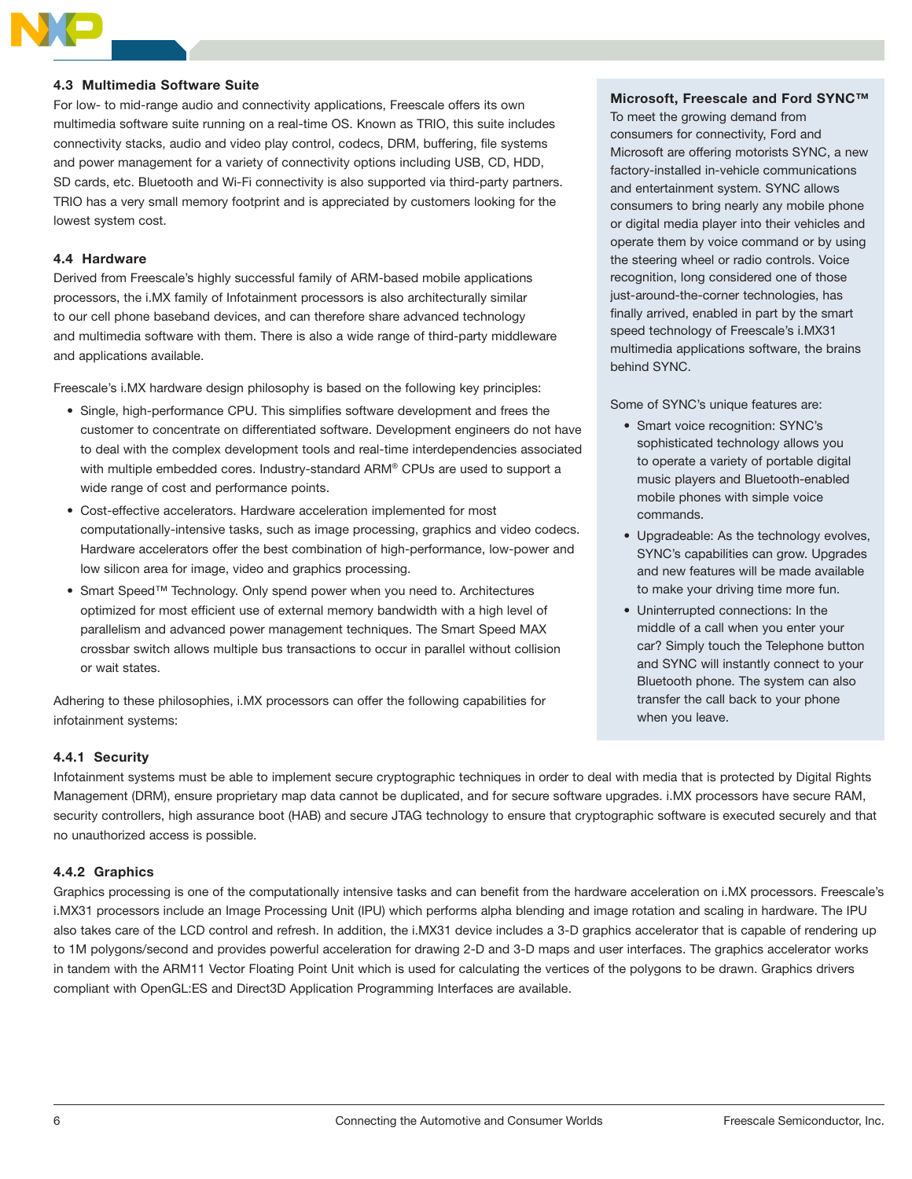### 4.3 Multimedia Software Suite

For low- to mid-range audio and connectivity applications, Freescale offers its own multimedia software suite running on a real-time OS. Known as TRIO, this suite includes connectivity stacks, audio and video play control, codecs, DRM, buffering, file systems and power management for a variety of connectivity options including USB, CD, HDD, SD cards, etc. Bluetooth and Wi-Fi connectivity is also supported via third-party partners. TRIO has a very small memory footprint and is appreciated by customers looking for the lowest system cost.

### 4.4 Hardware

Derived from Freescale's highly successful family of ARM-based mobile applications processors, the i.MX family of Infotainment processors is also architecturally similar to our cell phone baseband devices, and can therefore share advanced technology and multimedia software with them. There is also a wide range of third-party middleware and applications available.

Freescale's i.MX hardware design philosophy is based on the following key principles:

- Single, high-performance CPU. This simplifies software development and frees the customer to concentrate on differentiated software. Development engineers do not have to deal with the complex development tools and real-time interdependencies associated with multiple embedded cores. Industry-standard ARM® CPUs are used to support a wide range of cost and performance points.
- Cost-effective accelerators. Hardware acceleration implemented for most computationally-intensive tasks, such as image processing, graphics and video codecs. Hardware accelerators offer the best combination of high-performance, low-power and low silicon area for image, video and graphics processing.
- Smart Speed™ Technology. Only spend power when you need to. Architectures optimized for most efficient use of external memory bandwidth with a high level of parallelism and advanced power management techniques. The Smart Speed MAX crossbar switch allows multiple bus transactions to occur in parallel without collision or wait states.

Adhering to these philosophies, i.MX processors can offer the following capabilities for infotainment systems:

**Microsoft, Freescale and Ford SYNC™**

To meet the growing demand from consumers for connectivity, Ford and Microsoft are offering motorists SYNC, a new factory-installed in-vehicle communications and entertainment system. SYNC allows consumers to bring nearly any mobile phone or digital media player into their vehicles and operate them by voice command or by using the steering wheel or radio controls. Voice recognition, long considered one of those just-around-the-corner technologies, has finally arrived, enabled in part by the smart speed technology of Freescale's i.MX31 multimedia applications software, the brains behind SYNC.

Some of SYNC's unique features are:

- Smart voice recognition: SYNC's sophisticated technology allows you to operate a variety of portable digital music players and Bluetooth-enabled mobile phones with simple voice commands.
- Upgradeable: As the technology evolves, SYNC's capabilities can grow. Upgrades and new features will be made available to make your driving time more fun.
- Uninterrupted connections: In the middle of a call when you enter your car? Simply touch the Telephone button and SYNC will instantly connect to your Bluetooth phone. The system can also transfer the call back to your phone when you leave.

#### 4.4.1 Security

Infotainment systems must be able to implement secure cryptographic techniques in order to deal with media that is protected by Digital Rights Management (DRM), ensure proprietary map data cannot be duplicated, and for secure software upgrades. i.MX processors have secure RAM, security controllers, high assurance boot (HAB) and secure JTAG technology to ensure that cryptographic software is executed securely and that no unauthorized access is possible.

#### 4.4.2 Graphics

Graphics processing is one of the computationally intensive tasks and can benefit from the hardware acceleration on i.MX processors. Freescale's i.MX31 processors include an Image Processing Unit (IPU) which performs alpha blending and image rotation and scaling in hardware. The IPU also takes care of the LCD control and refresh. In addition, the i.MX31 device includes a 3-D graphics accelerator that is capable of rendering up to 1M polygons/second and provides powerful acceleration for drawing 2-D and 3-D maps and user interfaces. The graphics accelerator works in tandem with the ARM11 Vector Floating Point Unit which is used for calculating the vertices of the polygons to be drawn. Graphics drivers compliant with OpenGL:ES and Direct3D Application Programming Interfaces are available.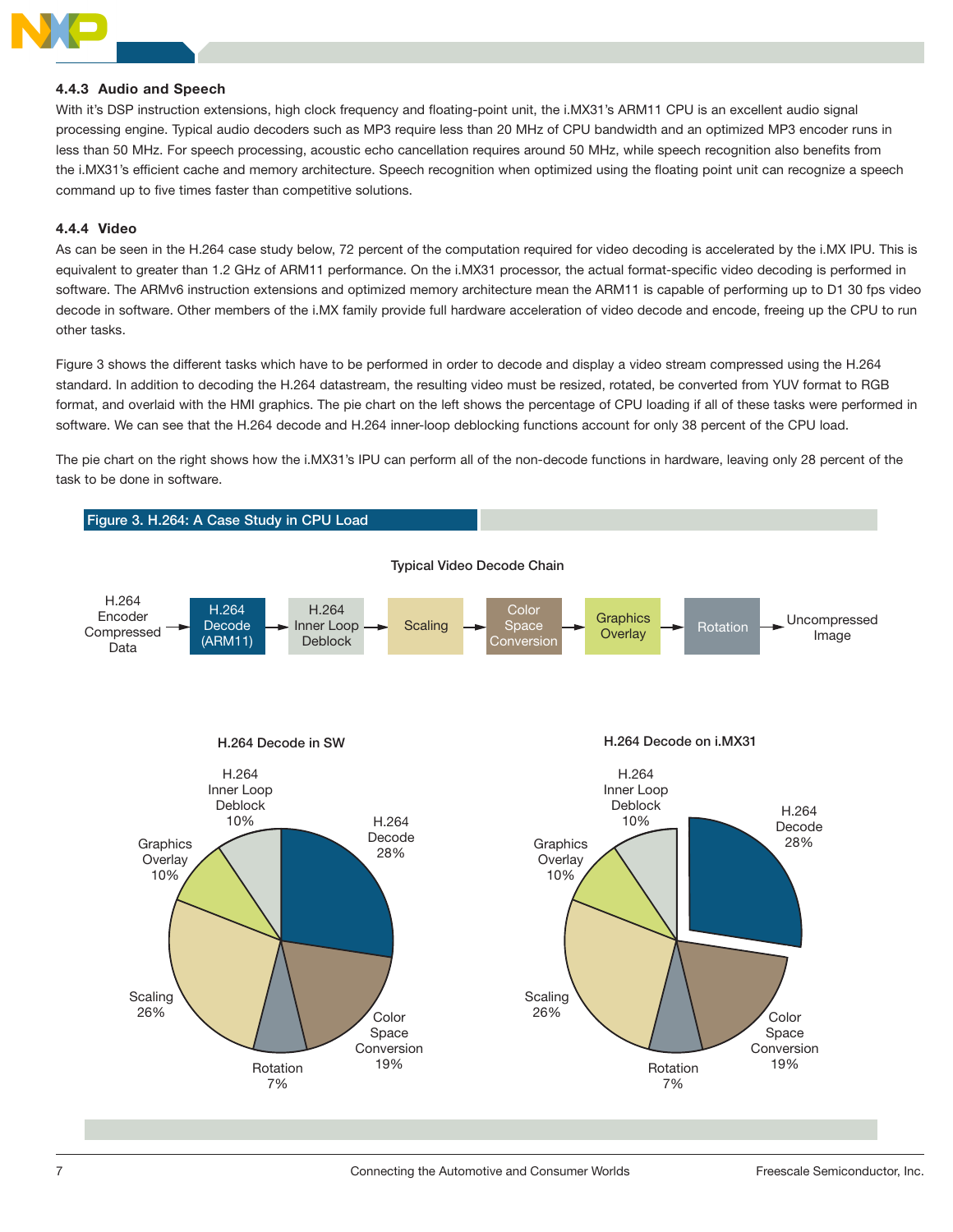### 4.4.3 Audio and Speech

With it's DSP instruction extensions, high clock frequency and floating-point unit, the i.MX31's ARM11 CPU is an excellent audio signal processing engine. Typical audio decoders such as MP3 require less than 20 MHz of CPU bandwidth and an optimized MP3 encoder runs in less than 50 MHz. For speech processing, acoustic echo cancellation requires around 50 MHz, while speech recognition also benefits from the i.MX31's efficient cache and memory architecture. Speech recognition when optimized using the floating point unit can recognize a speech command up to five times faster than competitive solutions.

### 4.4.4 Video

As can be seen in the H.264 case study below, 72 percent of the computation required for video decoding is accelerated by the i.MX IPU. This is equivalent to greater than 1.2 GHz of ARM11 performance. On the i.MX31 processor, the actual format-specific video decoding is performed in software. The ARMv6 instruction extensions and optimized memory architecture mean the ARM11 is capable of performing up to D1 30 fps video decode in software. Other members of the i.MX family provide full hardware acceleration of video decode and encode, freeing up the CPU to run other tasks.

Figure 3 shows the different tasks which have to be performed in order to decode and display a video stream compressed using the H.264 standard. In addition to decoding the H.264 datastream, the resulting video must be resized, rotated, be converted from YUV format to RGB format, and overlaid with the HMI graphics. The pie chart on the left shows the percentage of CPU loading if all of these tasks were performed in software. We can see that the H.264 decode and H.264 inner-loop deblocking functions account for only 38 percent of the CPU load.

The pie chart on the right shows how the i.MX31's IPU can perform all of the non-decode functions in hardware, leaving only 28 percent of the task to be done in software.

**Figure 3. H.264: A Case Study in CPU Load**

Typical Video Decode Chain

H.264 Encoder Compressed Data → H.264 Decode (ARM11) → H.264 Inner Loop Deblock → Scaling → Color Space Conversion → Graphics Overlay → Rotation → Uncompressed Image

H.264 Decode in SW

| Task | Share |
|---|---|
| H.264 Decode | 28% |
| Color Space Conversion | 19% |
| Rotation | 7% |
| Scaling | 26% |
| Graphics Overlay | 10% |
| H.264 Inner Loop Deblock | 10% |

H.264 Decode on i.MX31

| Task | Share |
|---|---|
| H.264 Decode | 28% |
| Color Space Conversion | 19% |
| Rotation | 7% |
| Scaling | 26% |
| Graphics Overlay | 10% |
| H.264 Inner Loop Deblock | 10% |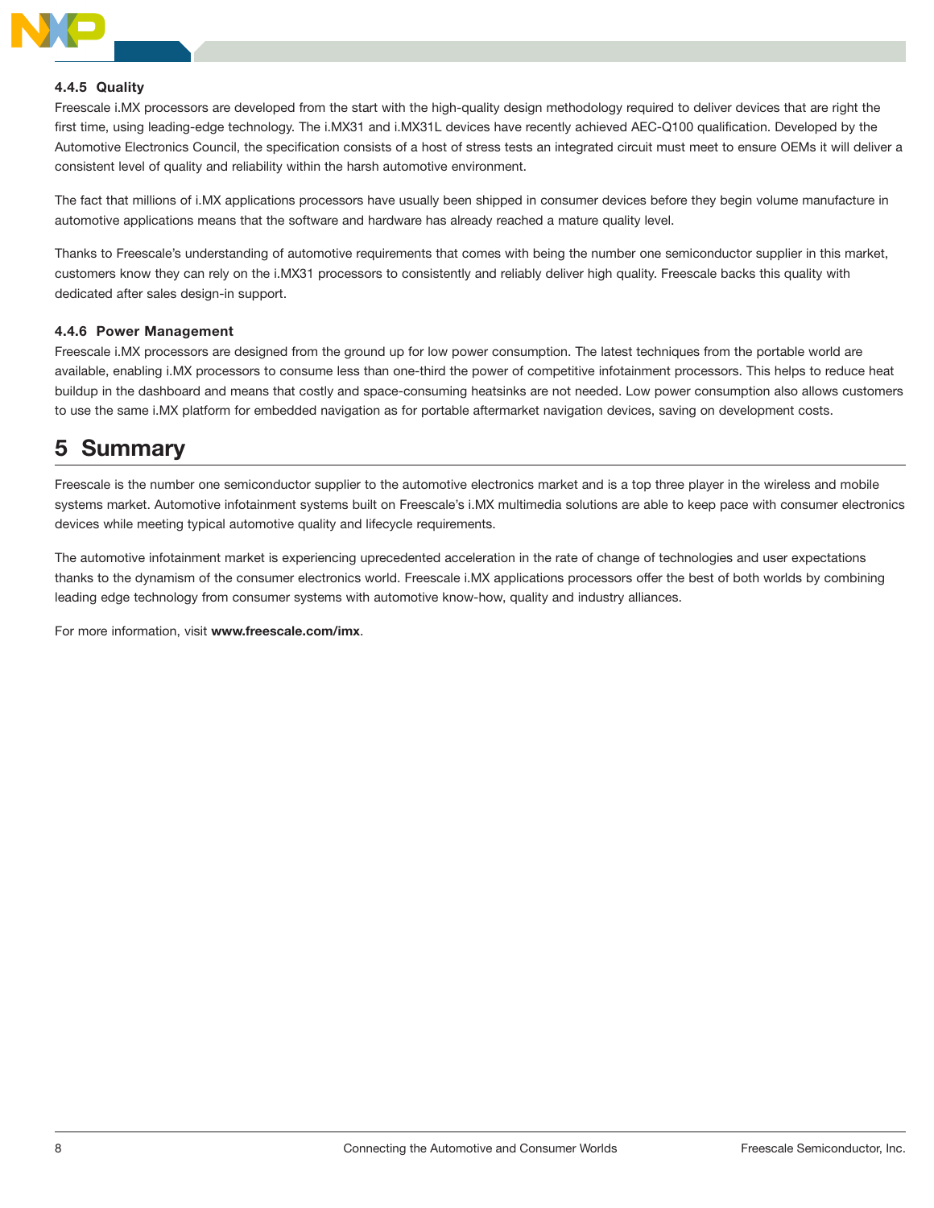#### 4.4.5 Quality

Freescale i.MX processors are developed from the start with the high-quality design methodology required to deliver devices that are right the first time, using leading-edge technology. The i.MX31 and i.MX31L devices have recently achieved AEC-Q100 qualification. Developed by the Automotive Electronics Council, the specification consists of a host of stress tests an integrated circuit must meet to ensure OEMs it will deliver a consistent level of quality and reliability within the harsh automotive environment.

The fact that millions of i.MX applications processors have usually been shipped in consumer devices before they begin volume manufacture in automotive applications means that the software and hardware has already reached a mature quality level.

Thanks to Freescale's understanding of automotive requirements that comes with being the number one semiconductor supplier in this market, customers know they can rely on the i.MX31 processors to consistently and reliably deliver high quality. Freescale backs this quality with dedicated after sales design-in support.

#### 4.4.6 Power Management

Freescale i.MX processors are designed from the ground up for low power consumption. The latest techniques from the portable world are available, enabling i.MX processors to consume less than one-third the power of competitive infotainment processors. This helps to reduce heat buildup in the dashboard and means that costly and space-consuming heatsinks are not needed. Low power consumption also allows customers to use the same i.MX platform for embedded navigation as for portable aftermarket navigation devices, saving on development costs.

# 5 Summary

Freescale is the number one semiconductor supplier to the automotive electronics market and is a top three player in the wireless and mobile systems market. Automotive infotainment systems built on Freescale's i.MX multimedia solutions are able to keep pace with consumer electronics devices while meeting typical automotive quality and lifecycle requirements.

The automotive infotainment market is experiencing uprecedented acceleration in the rate of change of technologies and user expectations thanks to the dynamism of the consumer electronics world. Freescale i.MX applications processors offer the best of both worlds by combining leading edge technology from consumer systems with automotive know-how, quality and industry alliances.

For more information, visit **www.freescale.com/imx**.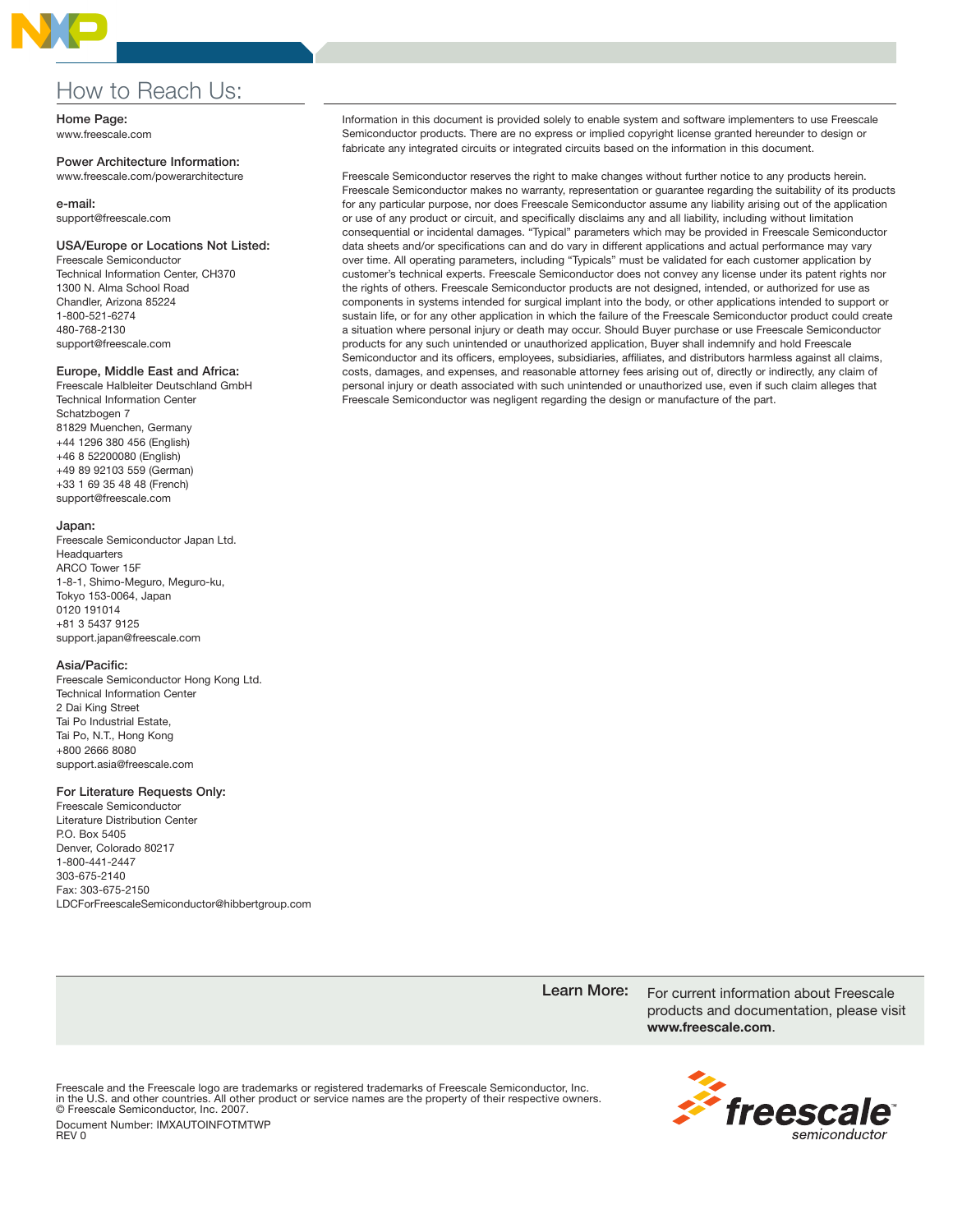# How to Reach Us:

**Home Page:**
www.freescale.com

**Power Architecture Information:**
www.freescale.com/powerarchitecture

**e-mail:**
support@freescale.com

**USA/Europe or Locations Not Listed:**
Freescale Semiconductor
Technical Information Center, CH370
1300 N. Alma School Road
Chandler, Arizona 85224
1-800-521-6274
480-768-2130
support@freescale.com

**Europe, Middle East and Africa:**
Freescale Halbleiter Deutschland GmbH
Technical Information Center
Schatzbogen 7
81829 Muenchen, Germany
+44 1296 380 456 (English)
+46 8 52200080 (English)
+49 89 92103 559 (German)
+33 1 69 35 48 48 (French)
support@freescale.com

**Japan:**
Freescale Semiconductor Japan Ltd.
Headquarters
ARCO Tower 15F
1-8-1, Shimo-Meguro, Meguro-ku,
Tokyo 153-0064, Japan
0120 191014
+81 3 5437 9125
support.japan@freescale.com

**Asia/Pacific:**
Freescale Semiconductor Hong Kong Ltd.
Technical Information Center
2 Dai King Street
Tai Po Industrial Estate,
Tai Po, N.T., Hong Kong
+800 2666 8080
support.asia@freescale.com

**For Literature Requests Only:**
Freescale Semiconductor
Literature Distribution Center
P.O. Box 5405
Denver, Colorado 80217
1-800-441-2447
303-675-2140
Fax: 303-675-2150
LDCForFreescaleSemiconductor@hibbertgroup.com

Information in this document is provided solely to enable system and software implementers to use Freescale Semiconductor products. There are no express or implied copyright license granted hereunder to design or fabricate any integrated circuits or integrated circuits based on the information in this document.

Freescale Semiconductor reserves the right to make changes without further notice to any products herein. Freescale Semiconductor makes no warranty, representation or guarantee regarding the suitability of its products for any particular purpose, nor does Freescale Semiconductor assume any liability arising out of the application or use of any product or circuit, and specifically disclaims any and all liability, including without limitation consequential or incidental damages. "Typical" parameters which may be provided in Freescale Semiconductor data sheets and/or specifications can and do vary in different applications and actual performance may vary over time. All operating parameters, including "Typicals" must be validated for each customer application by customer's technical experts. Freescale Semiconductor does not convey any license under its patent rights nor the rights of others. Freescale Semiconductor products are not designed, intended, or authorized for use as components in systems intended for surgical implant into the body, or other applications intended to support or sustain life, or for any other application in which the failure of the Freescale Semiconductor product could create a situation where personal injury or death may occur. Should Buyer purchase or use Freescale Semiconductor products for any such unintended or unauthorized application, Buyer shall indemnify and hold Freescale Semiconductor and its officers, employees, subsidiaries, affiliates, and distributors harmless against all claims, costs, damages, and expenses, and reasonable attorney fees arising out of, directly or indirectly, any claim of personal injury or death associated with such unintended or unauthorized use, even if such claim alleges that Freescale Semiconductor was negligent regarding the design or manufacture of the part.

**Learn More:** For current information about Freescale products and documentation, please visit **www.freescale.com**.

Freescale and the Freescale logo are trademarks or registered trademarks of Freescale Semiconductor, Inc. in the U.S. and other countries. All other product or service names are the property of their respective owners.
© Freescale Semiconductor, Inc. 2007.

Document Number: IMXAUTOINFOTMTWP
REV 0